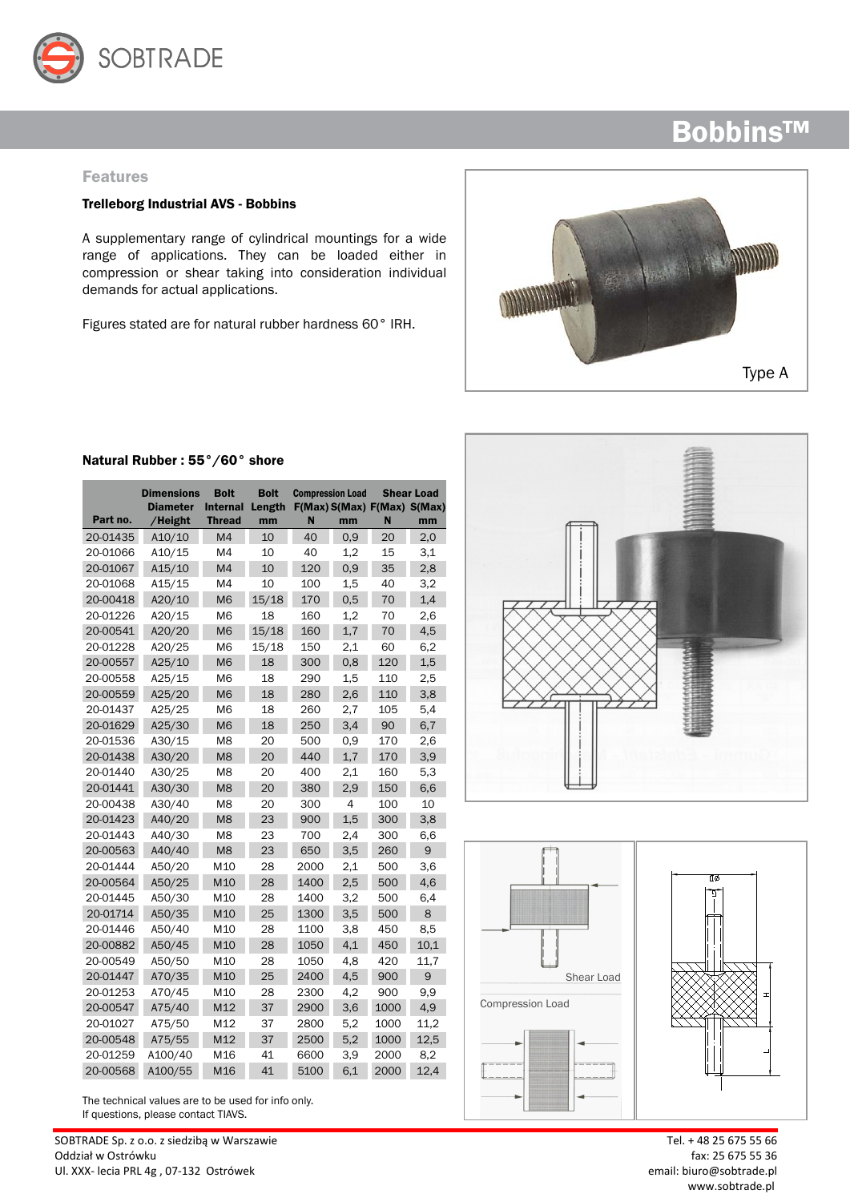# Bobbins™

## Features

**Trelleborg Industrial AVS - Bobbins**

A supplementary range of cylindrical mountings for a wide range of applications. They can be loaded either in compression or shear taking into consideration individual demands for actual applications.

Figures stated are for natural rubber hardness 60° IRH.

Type A

**Natural Rubber : 55°/60° shore**

| Part no. | Dimensions Diameter /Height | Bolt Internal Thread | Bolt Length mm | Compression Load F(Max) N | Compression Load S(Max) mm | Shear Load F(Max) N | Shear Load S(Max) mm |
|---|---|---|---|---|---|---|---|
| 20-01435 | A10/10 | M4 | 10 | 40 | 0,9 | 20 | 2,0 |
| 20-01066 | A10/15 | M4 | 10 | 40 | 1,2 | 15 | 3,1 |
| 20-01067 | A15/10 | M4 | 10 | 120 | 0,9 | 35 | 2,8 |
| 20-01068 | A15/15 | M4 | 10 | 100 | 1,5 | 40 | 3,2 |
| 20-00418 | A20/10 | M6 | 15/18 | 170 | 0,5 | 70 | 1,4 |
| 20-01226 | A20/15 | M6 | 18 | 160 | 1,2 | 70 | 2,6 |
| 20-00541 | A20/20 | M6 | 15/18 | 160 | 1,7 | 70 | 4,5 |
| 20-01228 | A20/25 | M6 | 15/18 | 150 | 2,1 | 60 | 6,2 |
| 20-00557 | A25/10 | M6 | 18 | 300 | 0,8 | 120 | 1,5 |
| 20-00558 | A25/15 | M6 | 18 | 290 | 1,5 | 110 | 2,5 |
| 20-00559 | A25/20 | M6 | 18 | 280 | 2,6 | 110 | 3,8 |
| 20-01437 | A25/25 | M6 | 18 | 260 | 2,7 | 105 | 5,4 |
| 20-01629 | A25/30 | M6 | 18 | 250 | 3,4 | 90 | 6,7 |
| 20-01536 | A30/15 | M8 | 20 | 500 | 0,9 | 170 | 2,6 |
| 20-01438 | A30/20 | M8 | 20 | 440 | 1,7 | 170 | 3,9 |
| 20-01440 | A30/25 | M8 | 20 | 400 | 2,1 | 160 | 5,3 |
| 20-01441 | A30/30 | M8 | 20 | 380 | 2,9 | 150 | 6,6 |
| 20-00438 | A30/40 | M8 | 20 | 300 | 4 | 100 | 10 |
| 20-01423 | A40/20 | M8 | 23 | 900 | 1,5 | 300 | 3,8 |
| 20-01443 | A40/30 | M8 | 23 | 700 | 2,4 | 300 | 6,6 |
| 20-00563 | A40/40 | M8 | 23 | 650 | 3,5 | 260 | 9 |
| 20-01444 | A50/20 | M10 | 28 | 2000 | 2,1 | 500 | 3,6 |
| 20-00564 | A50/25 | M10 | 28 | 1400 | 2,5 | 500 | 4,6 |
| 20-01445 | A50/30 | M10 | 28 | 1400 | 3,2 | 500 | 6,4 |
| 20-01714 | A50/35 | M10 | 25 | 1300 | 3,5 | 500 | 8 |
| 20-01446 | A50/40 | M10 | 28 | 1100 | 3,8 | 450 | 8,5 |
| 20-00882 | A50/45 | M10 | 28 | 1050 | 4,1 | 450 | 10,1 |
| 20-00549 | A50/50 | M10 | 28 | 1050 | 4,8 | 420 | 11,7 |
| 20-01447 | A70/35 | M10 | 25 | 2400 | 4,5 | 900 | 9 |
| 20-01253 | A70/45 | M10 | 28 | 2300 | 4,2 | 900 | 9,9 |
| 20-00547 | A75/40 | M12 | 37 | 2900 | 3,6 | 1000 | 4,9 |
| 20-01027 | A75/50 | M12 | 37 | 2800 | 5,2 | 1000 | 11,2 |
| 20-00548 | A75/55 | M12 | 37 | 2500 | 5,2 | 1000 | 12,5 |
| 20-01259 | A100/40 | M16 | 41 | 6600 | 3,9 | 2000 | 8,2 |
| 20-00568 | A100/55 | M16 | 41 | 5100 | 6,1 | 2000 | 12,4 |

The technical values are to be used for info only.
If questions, please contact TIAVS.

Shear Load

Compression Load

SOBTRADE Sp. z o.o. z siedzibą w Warszawie
Oddział w Ostrówku
Ul. XXX- lecia PRL 4g , 07-132 Ostrówek

Tel. + 48 25 675 55 66
fax: 25 675 55 36
email: biuro@sobtrade.pl
www.sobtrade.pl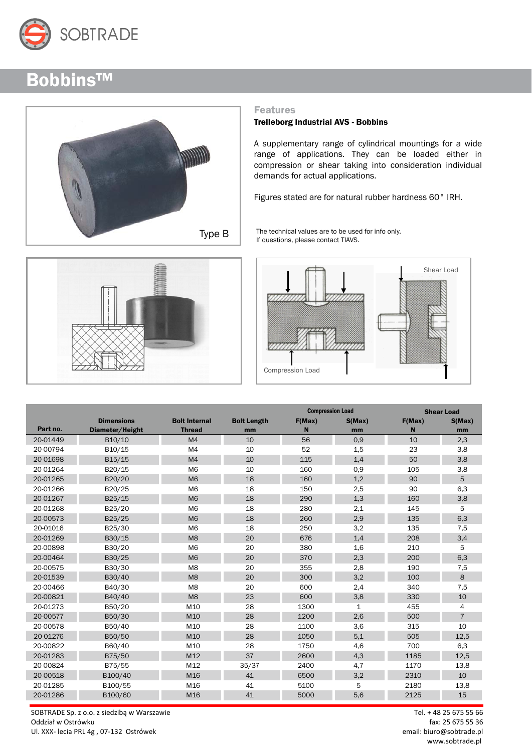# Bobbins™

Type B

## Features

**Trelleborg Industrial AVS - Bobbins**

A supplementary range of cylindrical mountings for a wide range of applications. They can be loaded either in compression or shear taking into consideration individual demands for actual applications.

Figures stated are for natural rubber hardness 60° IRH.

The technical values are to be used for info only.
If questions, please contact TIAVS.

Shear Load

Compression Load

| Part no. | Dimensions Diameter/Height | Bolt Internal Thread | Bolt Length mm | Compression Load F(Max) N | Compression Load S(Max) mm | Shear Load F(Max) N | Shear Load S(Max) mm |
|---|---|---|---|---|---|---|---|
| 20-01449 | B10/10 | M4 | 10 | 56 | 0,9 | 10 | 2,3 |
| 20-00794 | B10/15 | M4 | 10 | 52 | 1,5 | 23 | 3,8 |
| 20-01698 | B15/15 | M4 | 10 | 115 | 1,4 | 50 | 3,8 |
| 20-01264 | B20/15 | M6 | 10 | 160 | 0,9 | 105 | 3,8 |
| 20-01265 | B20/20 | M6 | 18 | 160 | 1,2 | 90 | 5 |
| 20-01266 | B20/25 | M6 | 18 | 150 | 2,5 | 90 | 6,3 |
| 20-01267 | B25/15 | M6 | 18 | 290 | 1,3 | 160 | 3,8 |
| 20-01268 | B25/20 | M6 | 18 | 280 | 2,1 | 145 | 5 |
| 20-00573 | B25/25 | M6 | 18 | 260 | 2,9 | 135 | 6,3 |
| 20-01016 | B25/30 | M6 | 18 | 250 | 3,2 | 135 | 7,5 |
| 20-01269 | B30/15 | M8 | 20 | 676 | 1,4 | 208 | 3,4 |
| 20-00898 | B30/20 | M6 | 20 | 380 | 1,6 | 210 | 5 |
| 20-00464 | B30/25 | M6 | 20 | 370 | 2,3 | 200 | 6,3 |
| 20-00575 | B30/30 | M8 | 20 | 355 | 2,8 | 190 | 7,5 |
| 20-01539 | B30/40 | M8 | 20 | 300 | 3,2 | 100 | 8 |
| 20-00466 | B40/30 | M8 | 20 | 600 | 2,4 | 340 | 7,5 |
| 20-00821 | B40/40 | M8 | 23 | 600 | 3,8 | 330 | 10 |
| 20-01273 | B50/20 | M10 | 28 | 1300 | 1 | 455 | 4 |
| 20-00577 | B50/30 | M10 | 28 | 1200 | 2,6 | 500 | 7 |
| 20-00578 | B50/40 | M10 | 28 | 1100 | 3,6 | 315 | 10 |
| 20-01276 | B50/50 | M10 | 28 | 1050 | 5,1 | 505 | 12,5 |
| 20-00822 | B60/40 | M10 | 28 | 1750 | 4,6 | 700 | 6,3 |
| 20-01283 | B75/50 | M12 | 37 | 2600 | 4,3 | 1185 | 12,5 |
| 20-00824 | B75/55 | M12 | 35/37 | 2400 | 4,7 | 1170 | 13,8 |
| 20-00518 | B100/40 | M16 | 41 | 6500 | 3,2 | 2310 | 10 |
| 20-01285 | B100/55 | M16 | 41 | 5100 | 5 | 2180 | 13,8 |
| 20-01286 | B100/60 | M16 | 41 | 5000 | 5,6 | 2125 | 15 |

SOBTRADE Sp. z o.o. z siedzibą w Warszawie
Oddział w Ostrówku
Ul. XXX- lecia PRL 4g , 07-132 Ostrówek

Tel. + 48 25 675 55 66
fax: 25 675 55 36
email: biuro@sobtrade.pl
www.sobtrade.pl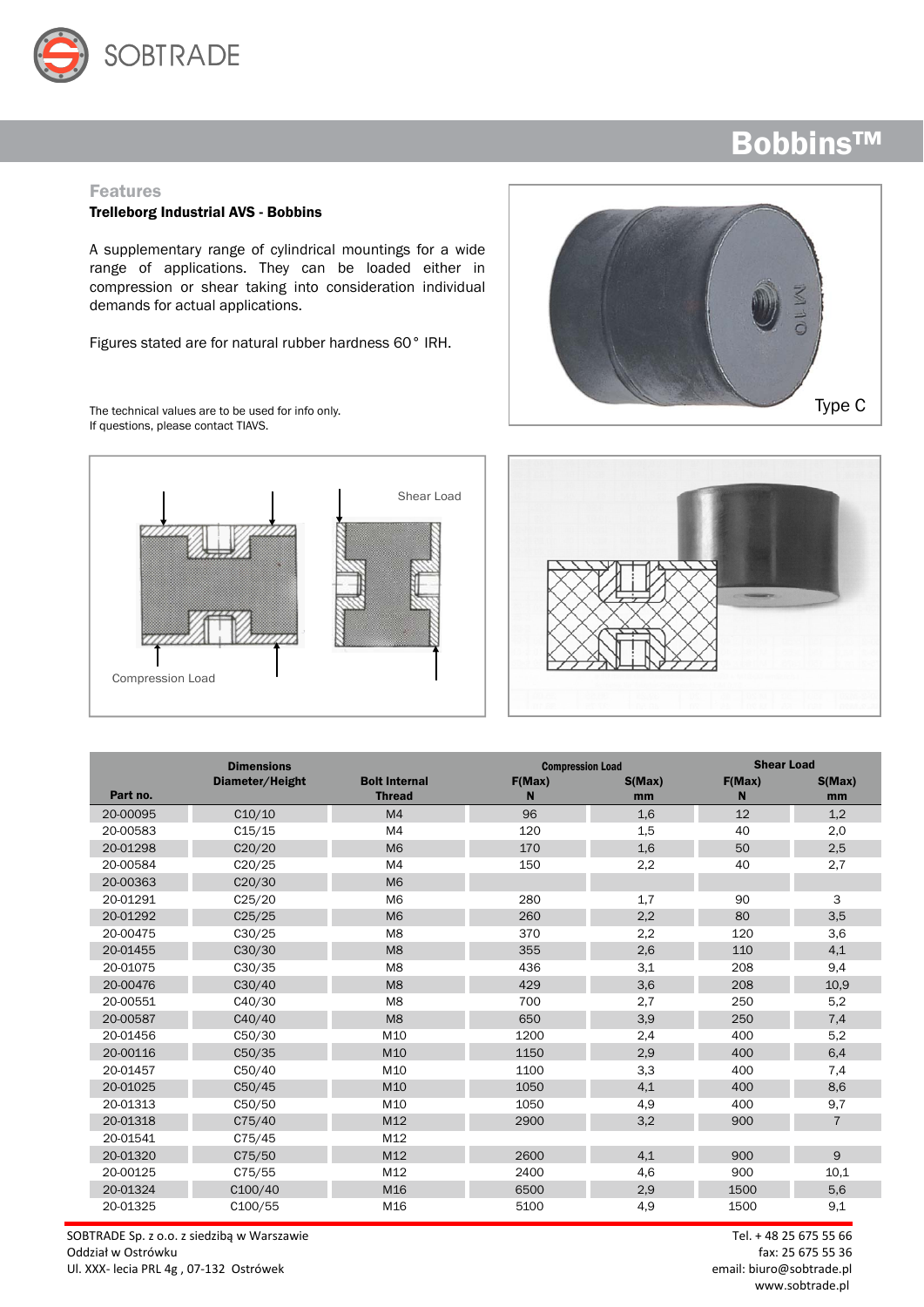# Bobbins™

### Features

**Trelleborg Industrial AVS - Bobbins**

A supplementary range of cylindrical mountings for a wide range of applications. They can be loaded either in compression or shear taking into consideration individual demands for actual applications.

Figures stated are for natural rubber hardness 60° IRH.

The technical values are to be used for info only.
If questions, please contact TIAVS.

Type C

Shear Load

Compression Load

| Part no. | Dimensions Diameter/Height | Bolt Internal Thread | Compression Load F(Max) N | Compression Load S(Max) mm | Shear Load F(Max) N | Shear Load S(Max) mm |
|---|---|---|---|---|---|---|
| 20-00095 | C10/10 | M4 | 96 | 1,6 | 12 | 1,2 |
| 20-00583 | C15/15 | M4 | 120 | 1,5 | 40 | 2,0 |
| 20-01298 | C20/20 | M6 | 170 | 1,6 | 50 | 2,5 |
| 20-00584 | C20/25 | M4 | 150 | 2,2 | 40 | 2,7 |
| 20-00363 | C20/30 | M6 | | | | |
| 20-01291 | C25/20 | M6 | 280 | 1,7 | 90 | 3 |
| 20-01292 | C25/25 | M6 | 260 | 2,2 | 80 | 3,5 |
| 20-00475 | C30/25 | M8 | 370 | 2,2 | 120 | 3,6 |
| 20-01455 | C30/30 | M8 | 355 | 2,6 | 110 | 4,1 |
| 20-01075 | C30/35 | M8 | 436 | 3,1 | 208 | 9,4 |
| 20-00476 | C30/40 | M8 | 429 | 3,6 | 208 | 10,9 |
| 20-00551 | C40/30 | M8 | 700 | 2,7 | 250 | 5,2 |
| 20-00587 | C40/40 | M8 | 650 | 3,9 | 250 | 7,4 |
| 20-01456 | C50/30 | M10 | 1200 | 2,4 | 400 | 5,2 |
| 20-00116 | C50/35 | M10 | 1150 | 2,9 | 400 | 6,4 |
| 20-01457 | C50/40 | M10 | 1100 | 3,3 | 400 | 7,4 |
| 20-01025 | C50/45 | M10 | 1050 | 4,1 | 400 | 8,6 |
| 20-01313 | C50/50 | M10 | 1050 | 4,9 | 400 | 9,7 |
| 20-01318 | C75/40 | M12 | 2900 | 3,2 | 900 | 7 |
| 20-01541 | C75/45 | M12 | | | | |
| 20-01320 | C75/50 | M12 | 2600 | 4,1 | 900 | 9 |
| 20-00125 | C75/55 | M12 | 2400 | 4,6 | 900 | 10,1 |
| 20-01324 | C100/40 | M16 | 6500 | 2,9 | 1500 | 5,6 |
| 20-01325 | C100/55 | M16 | 5100 | 4,9 | 1500 | 9,1 |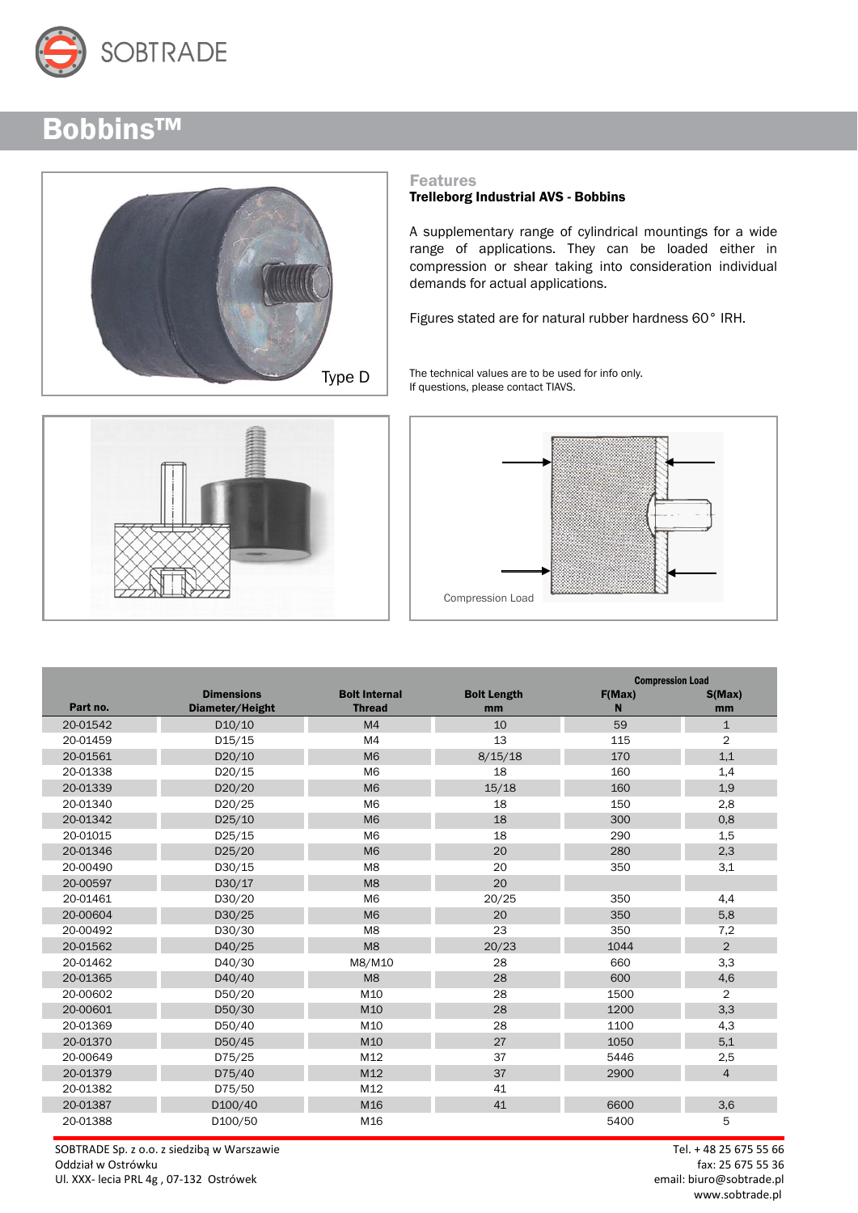# Bobbins™

Type D

Compression Load

## Features

**Trelleborg Industrial AVS - Bobbins**

A supplementary range of cylindrical mountings for a wide range of applications. They can be loaded either in compression or shear taking into consideration individual demands for actual applications.

Figures stated are for natural rubber hardness 60° IRH.

The technical values are to be used for info only.
If questions, please contact TIAVS.

| Part no. | Dimensions Diameter/Height | Bolt Internal Thread | Bolt Length mm | Compression Load F(Max) N | S(Max) mm |
|---|---|---|---|---|---|
| 20-01542 | D10/10 | M4 | 10 | 59 | 1 |
| 20-01459 | D15/15 | M4 | 13 | 115 | 2 |
| 20-01561 | D20/10 | M6 | 8/15/18 | 170 | 1,1 |
| 20-01338 | D20/15 | M6 | 18 | 160 | 1,4 |
| 20-01339 | D20/20 | M6 | 15/18 | 160 | 1,9 |
| 20-01340 | D20/25 | M6 | 18 | 150 | 2,8 |
| 20-01342 | D25/10 | M6 | 18 | 300 | 0,8 |
| 20-01015 | D25/15 | M6 | 18 | 290 | 1,5 |
| 20-01346 | D25/20 | M6 | 20 | 280 | 2,3 |
| 20-00490 | D30/15 | M8 | 20 | 350 | 3,1 |
| 20-00597 | D30/17 | M8 | 20 | | |
| 20-01461 | D30/20 | M6 | 20/25 | 350 | 4,4 |
| 20-00604 | D30/25 | M6 | 20 | 350 | 5,8 |
| 20-00492 | D30/30 | M8 | 23 | 350 | 7,2 |
| 20-01562 | D40/25 | M8 | 20/23 | 1044 | 2 |
| 20-01462 | D40/30 | M8/M10 | 28 | 660 | 3,3 |
| 20-01365 | D40/40 | M8 | 28 | 600 | 4,6 |
| 20-00602 | D50/20 | M10 | 28 | 1500 | 2 |
| 20-00601 | D50/30 | M10 | 28 | 1200 | 3,3 |
| 20-01369 | D50/40 | M10 | 28 | 1100 | 4,3 |
| 20-01370 | D50/45 | M10 | 27 | 1050 | 5,1 |
| 20-00649 | D75/25 | M12 | 37 | 5446 | 2,5 |
| 20-01379 | D75/40 | M12 | 37 | 2900 | 4 |
| 20-01382 | D75/50 | M12 | 41 | | |
| 20-01387 | D100/40 | M16 | 41 | 6600 | 3,6 |
| 20-01388 | D100/50 | M16 | | 5400 | 5 |

SOBTRADE Sp. z o.o. z siedzibą w Warszawie
Oddział w Ostrówku
Ul. XXX- lecia PRL 4g , 07-132 Ostrówek

Tel. + 48 25 675 55 66
fax: 25 675 55 36
email: biuro@sobtrade.pl
www.sobtrade.pl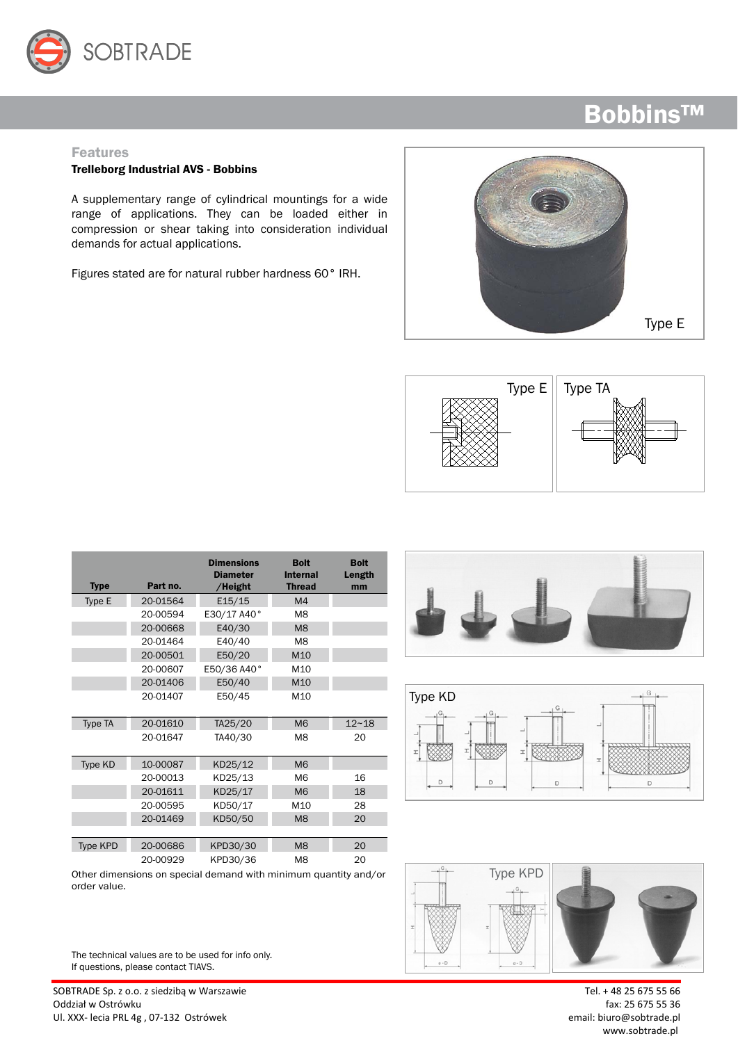# Bobbins™

## Features

**Trelleborg Industrial AVS - Bobbins**

A supplementary range of cylindrical mountings for a wide range of applications. They can be loaded either in compression or shear taking into consideration individual demands for actual applications.

Figures stated are for natural rubber hardness 60° IRH.

Type E

Type E

Type TA

| Type | Part no. | Dimensions Diameter /Height | Bolt Internal Thread | Bolt Length mm |
|---|---|---|---|---|
| Type E | 20-01564 | E15/15 | M4 | |
| | 20-00594 | E30/17 A40° | M8 | |
| | 20-00668 | E40/30 | M8 | |
| | 20-01464 | E40/40 | M8 | |
| | 20-00501 | E50/20 | M10 | |
| | 20-00607 | E50/36 A40° | M10 | |
| | 20-01406 | E50/40 | M10 | |
| | 20-01407 | E50/45 | M10 | |
| Type TA | 20-01610 | TA25/20 | M6 | 12~18 |
| | 20-01647 | TA40/30 | M8 | 20 |
| Type KD | 10-00087 | KD25/12 | M6 | |
| | 20-00013 | KD25/13 | M6 | 16 |
| | 20-01611 | KD25/17 | M6 | 18 |
| | 20-00595 | KD50/17 | M10 | 28 |
| | 20-01469 | KD50/50 | M8 | 20 |
| Type KPD | 20-00686 | KPD30/30 | M8 | 20 |
| | 20-00929 | KPD30/36 | M8 | 20 |

Other dimensions on special demand with minimum quantity and/or order value.

Type KD

Type KPD

The technical values are to be used for info only.
If questions, please contact TIAVS.

SOBTRADE Sp. z o.o. z siedzibą w Warszawie
Oddział w Ostrówku
Ul. XXX- lecia PRL 4g , 07-132 Ostrówek

Tel. + 48 25 675 55 66
fax: 25 675 55 36
email: biuro@sobtrade.pl
www.sobtrade.pl